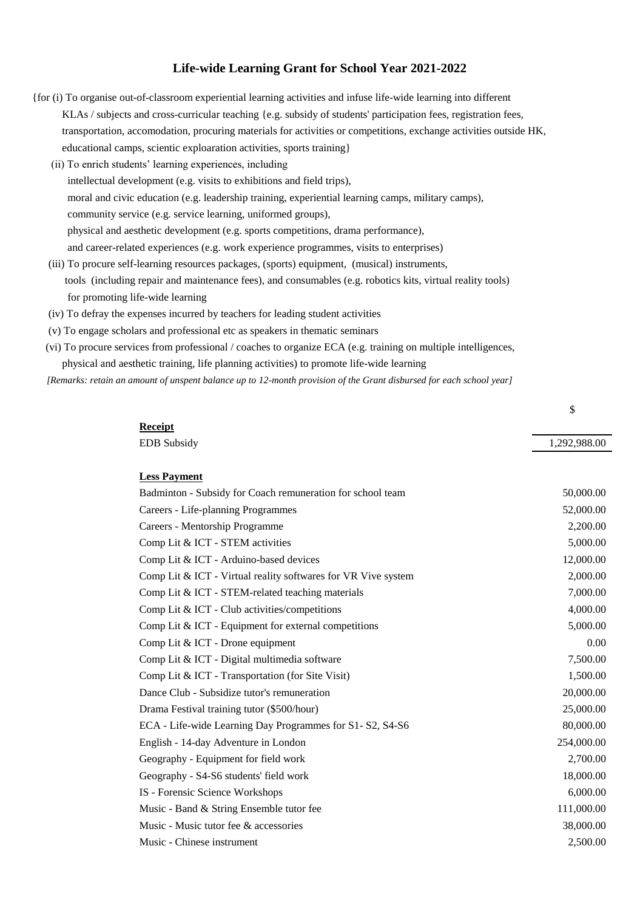# Life-wide Learning Grant for School Year 2021-2022

{for (i) To organise out-of-classroom experiential learning activities and infuse life-wide learning into different KLAs / subjects and cross-curricular teaching {e.g. subsidy of students' participation fees, registration fees, transportation, accomodation, procuring materials for activities or competitions, exchange activities outside HK, educational camps, scientic exploaration activities, sports training}

(ii) To enrich students' learning experiences, including
intellectual development (e.g. visits to exhibitions and field trips),
moral and civic education (e.g. leadership training, experiential learning camps, military camps),
community service (e.g. service learning, uniformed groups),
physical and aesthetic development (e.g. sports competitions, drama performance),
and career-related experiences (e.g. work experience programmes, visits to enterprises)

(iii) To procure self-learning resources packages, (sports) equipment, (musical) instruments, tools (including repair and maintenance fees), and consumables (e.g. robotics kits, virtual reality tools) for promoting life-wide learning

(iv) To defray the expenses incurred by teachers for leading student activities

(v) To engage scholars and professional etc as speakers in thematic seminars

(vi) To procure services from professional / coaches to organize ECA (e.g. training on multiple intelligences, physical and aesthetic training, life planning activities) to promote life-wide learning

*[Remarks: retain an amount of unspent balance up to 12-month provision of the Grant disbursed for each school year]*

| | $ |
|---|---|
| **Receipt** | |
| EDB Subsidy | 1,292,988.00 |
| | |
| **Less Payment** | |
| Badminton - Subsidy for Coach remuneration for school team | 50,000.00 |
| Careers - Life-planning Programmes | 52,000.00 |
| Careers - Mentorship Programme | 2,200.00 |
| Comp Lit & ICT - STEM activities | 5,000.00 |
| Comp Lit & ICT - Arduino-based devices | 12,000.00 |
| Comp Lit & ICT - Virtual reality softwares for VR Vive system | 2,000.00 |
| Comp Lit & ICT - STEM-related teaching materials | 7,000.00 |
| Comp Lit & ICT - Club activities/competitions | 4,000.00 |
| Comp Lit & ICT - Equipment for external competitions | 5,000.00 |
| Comp Lit & ICT - Drone equipment | 0.00 |
| Comp Lit & ICT - Digital multimedia software | 7,500.00 |
| Comp Lit & ICT - Transportation (for Site Visit) | 1,500.00 |
| Dance Club - Subsidize tutor's remuneration | 20,000.00 |
| Drama Festival training tutor ($500/hour) | 25,000.00 |
| ECA - Life-wide Learning Day Programmes for S1- S2, S4-S6 | 80,000.00 |
| English - 14-day Adventure in London | 254,000.00 |
| Geography - Equipment for field work | 2,700.00 |
| Geography - S4-S6 students' field work | 18,000.00 |
| IS - Forensic Science Workshops | 6,000.00 |
| Music - Band & String Ensemble tutor fee | 111,000.00 |
| Music - Music tutor fee & accessories | 38,000.00 |
| Music - Chinese instrument | 2,500.00 |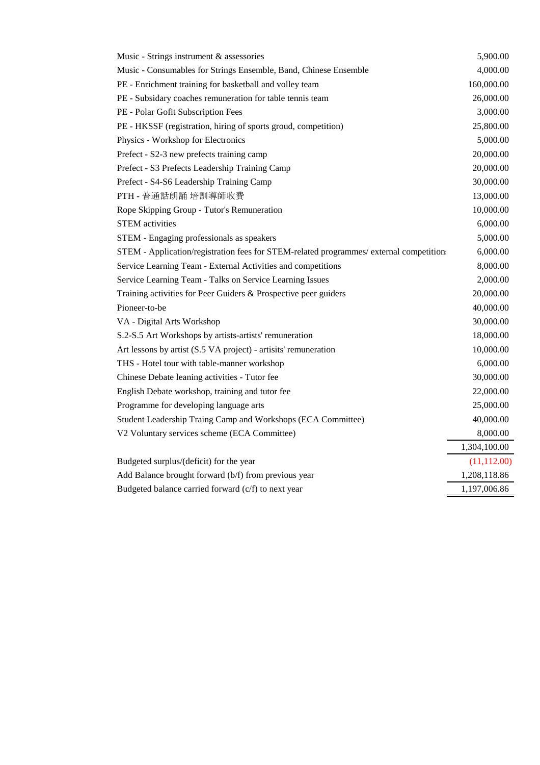| | |
|---|---|
| Music - Strings instrument & assessories | 5,900.00 |
| Music - Consumables for Strings Ensemble, Band, Chinese Ensemble | 4,000.00 |
| PE - Enrichment training for basketball and volley team | 160,000.00 |
| PE - Subsidary coaches remuneration for table tennis team | 26,000.00 |
| PE - Polar Gofit Subscription Fees | 3,000.00 |
| PE - HKSSF (registration, hiring of sports groud, competition) | 25,800.00 |
| Physics - Workshop for Electronics | 5,000.00 |
| Prefect - S2-3 new prefects training camp | 20,000.00 |
| Prefect - S3 Prefects Leadership Training Camp | 20,000.00 |
| Prefect - S4-S6 Leadership Training Camp | 30,000.00 |
| PTH - 普通話朗誦 培訓導師收費 | 13,000.00 |
| Rope Skipping Group - Tutor's Remuneration | 10,000.00 |
| STEM activities | 6,000.00 |
| STEM - Engaging professionals as speakers | 5,000.00 |
| STEM - Application/registration fees for STEM-related programmes/ external competitions | 6,000.00 |
| Service Learning Team - External Activities and competitions | 8,000.00 |
| Service Learning Team - Talks on Service Learning Issues | 2,000.00 |
| Training activities for Peer Guiders & Prospective peer guiders | 20,000.00 |
| Pioneer-to-be | 40,000.00 |
| VA - Digital Arts Workshop | 30,000.00 |
| S.2-S.5 Art Workshops by artists-artists' remuneration | 18,000.00 |
| Art lessons by artist (S.5 VA project) - artisits' remuneration | 10,000.00 |
| THS - Hotel tour with table-manner workshop | 6,000.00 |
| Chinese Debate leaning activities - Tutor fee | 30,000.00 |
| English Debate workshop, training and tutor fee | 22,000.00 |
| Programme for developing language arts | 25,000.00 |
| Student Leadership Traing Camp and Workshops (ECA Committee) | 40,000.00 |
| V2 Voluntary services scheme (ECA Committee) | 8,000.00 |
| | 1,304,100.00 |
| Budgeted surplus/(deficit) for the year | (11,112.00) |
| Add Balance brought forward (b/f) from previous year | 1,208,118.86 |
| Budgeted balance carried forward (c/f) to next year | 1,197,006.86 |